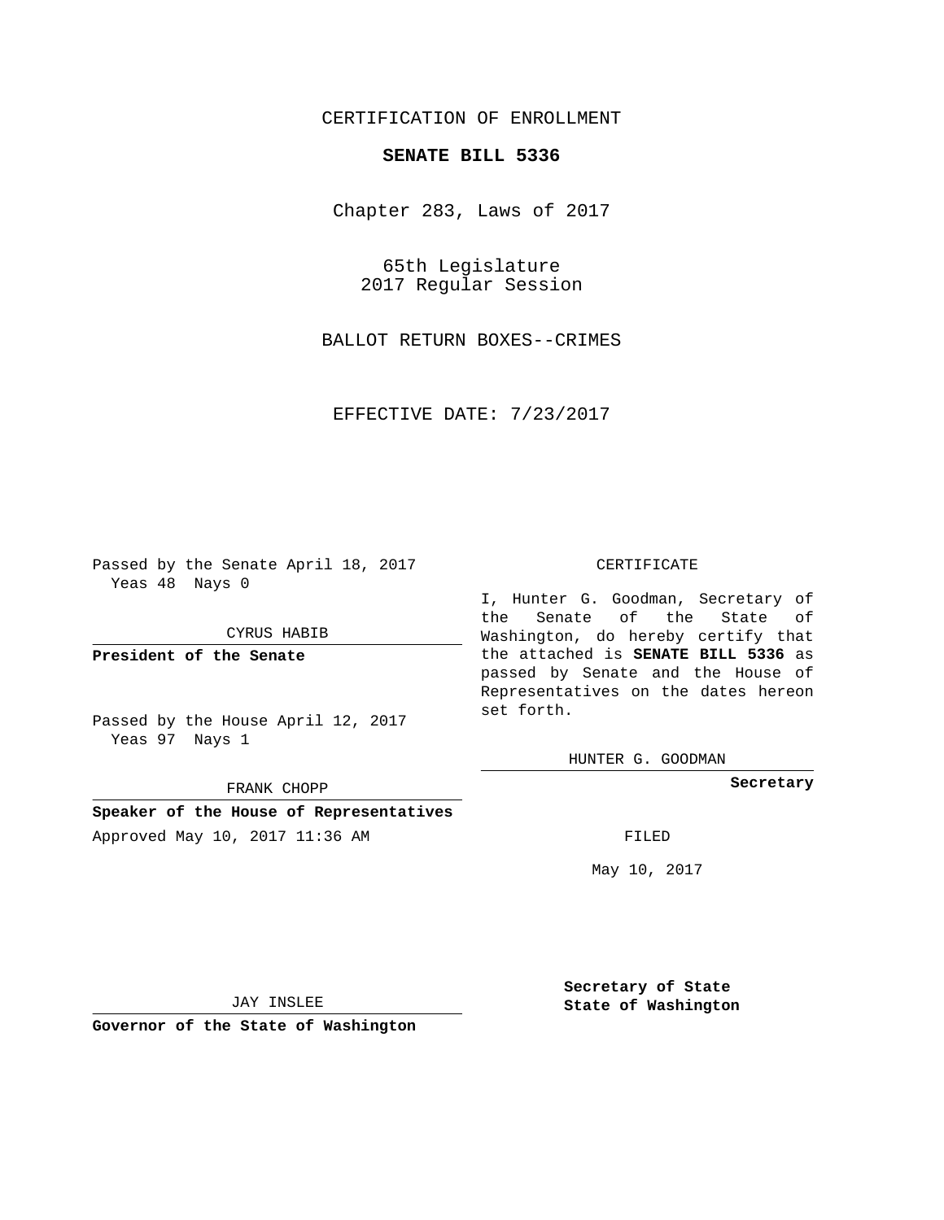CERTIFICATION OF ENROLLMENT

**SENATE BILL 5336**

Chapter 283, Laws of 2017

65th Legislature
2017 Regular Session

BALLOT RETURN BOXES--CRIMES

EFFECTIVE DATE: 7/23/2017

Passed by the Senate April 18, 2017
Yeas 48 Nays 0

CYRUS HABIB

**President of the Senate**

Passed by the House April 12, 2017
Yeas 97 Nays 1

FRANK CHOPP

**Speaker of the House of Representatives**

Approved May 10, 2017 11:36 AM

JAY INSLEE

**Governor of the State of Washington**

CERTIFICATE

I, Hunter G. Goodman, Secretary of the Senate of the State of Washington, do hereby certify that the attached is **SENATE BILL 5336** as passed by Senate and the House of Representatives on the dates hereon set forth.

HUNTER G. GOODMAN

**Secretary**

FILED

May 10, 2017

**Secretary of State**
**State of Washington**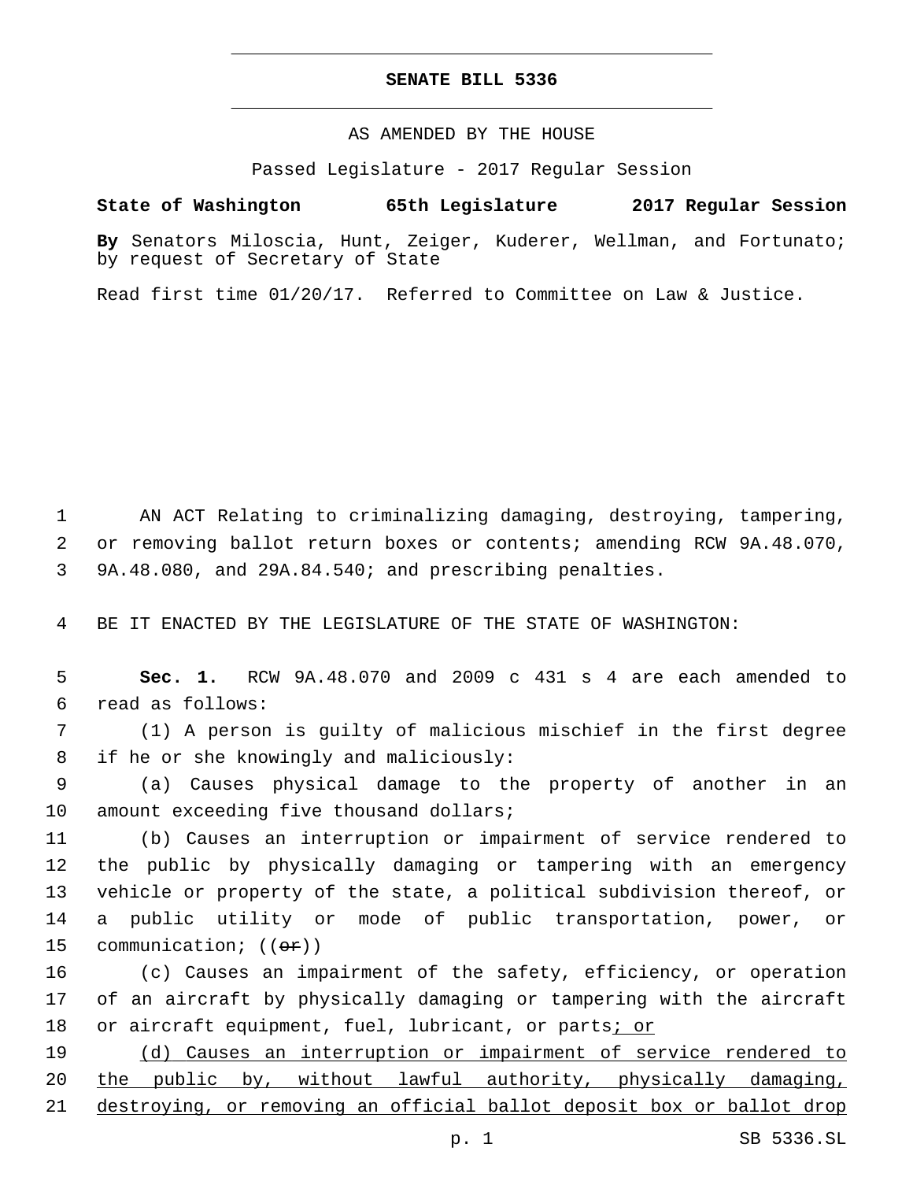# SENATE BILL 5336

AS AMENDED BY THE HOUSE

Passed Legislature - 2017 Regular Session

**State of Washington 65th Legislature 2017 Regular Session**

**By** Senators Miloscia, Hunt, Zeiger, Kuderer, Wellman, and Fortunato; by request of Secretary of State

Read first time 01/20/17. Referred to Committee on Law & Justice.

1 AN ACT Relating to criminalizing damaging, destroying, tampering,
2 or removing ballot return boxes or contents; amending RCW 9A.48.070,
3 9A.48.080, and 29A.84.540; and prescribing penalties.

4 BE IT ENACTED BY THE LEGISLATURE OF THE STATE OF WASHINGTON:

5 **Sec. 1.** RCW 9A.48.070 and 2009 c 431 s 4 are each amended to
6 read as follows:

7 (1) A person is guilty of malicious mischief in the first degree
8 if he or she knowingly and maliciously:

9 (a) Causes physical damage to the property of another in an
10 amount exceeding five thousand dollars;

11 (b) Causes an interruption or impairment of service rendered to
12 the public by physically damaging or tampering with an emergency
13 vehicle or property of the state, a political subdivision thereof, or
14 a public utility or mode of public transportation, power, or
15 communication; ((~~or~~))

16 (c) Causes an impairment of the safety, efficiency, or operation
17 of an aircraft by physically damaging or tampering with the aircraft
18 or aircraft equipment, fuel, lubricant, or parts<u>; or</u>

19 <u>(d) Causes an interruption or impairment of service rendered to</u>
20 <u>the public by, without lawful authority, physically damaging,</u>
21 <u>destroying, or removing an official ballot deposit box or ballot drop</u>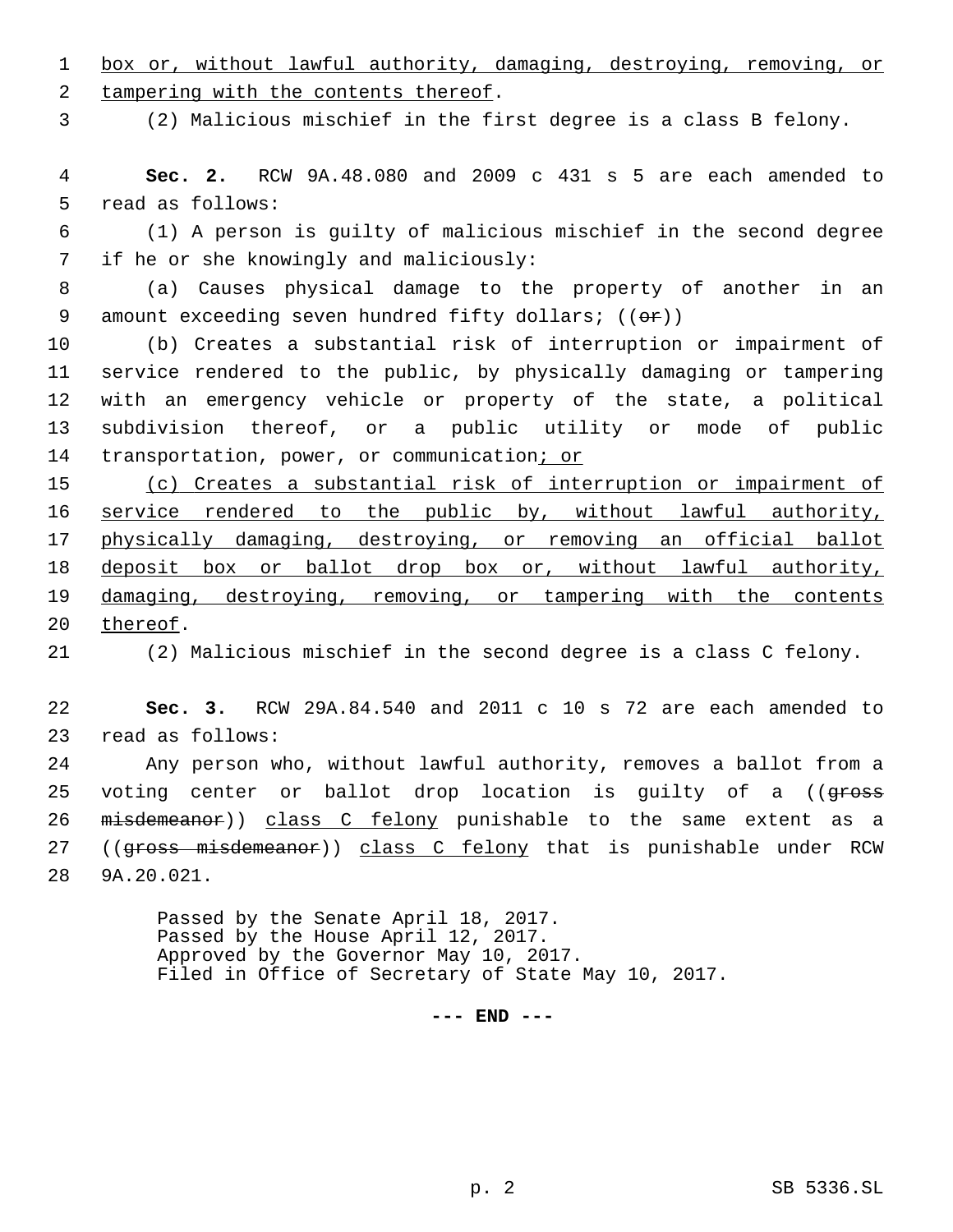box or, without lawful authority, damaging, destroying, removing, or tampering with the contents thereof.

(2) Malicious mischief in the first degree is a class B felony.

**Sec. 2.** RCW 9A.48.080 and 2009 c 431 s 5 are each amended to read as follows:

(1) A person is guilty of malicious mischief in the second degree if he or she knowingly and maliciously:

(a) Causes physical damage to the property of another in an amount exceeding seven hundred fifty dollars; ((~~or~~))

(b) Creates a substantial risk of interruption or impairment of service rendered to the public, by physically damaging or tampering with an emergency vehicle or property of the state, a political subdivision thereof, or a public utility or mode of public transportation, power, or communication; or

(c) Creates a substantial risk of interruption or impairment of service rendered to the public by, without lawful authority, physically damaging, destroying, or removing an official ballot deposit box or ballot drop box or, without lawful authority, damaging, destroying, removing, or tampering with the contents thereof.

(2) Malicious mischief in the second degree is a class C felony.

**Sec. 3.** RCW 29A.84.540 and 2011 c 10 s 72 are each amended to read as follows:

Any person who, without lawful authority, removes a ballot from a voting center or ballot drop location is guilty of a ((~~gross misdemeanor~~)) class C felony punishable to the same extent as a ((~~gross misdemeanor~~)) class C felony that is punishable under RCW 9A.20.021.

Passed by the Senate April 18, 2017.
Passed by the House April 12, 2017.
Approved by the Governor May 10, 2017.
Filed in Office of Secretary of State May 10, 2017.

**--- END ---**